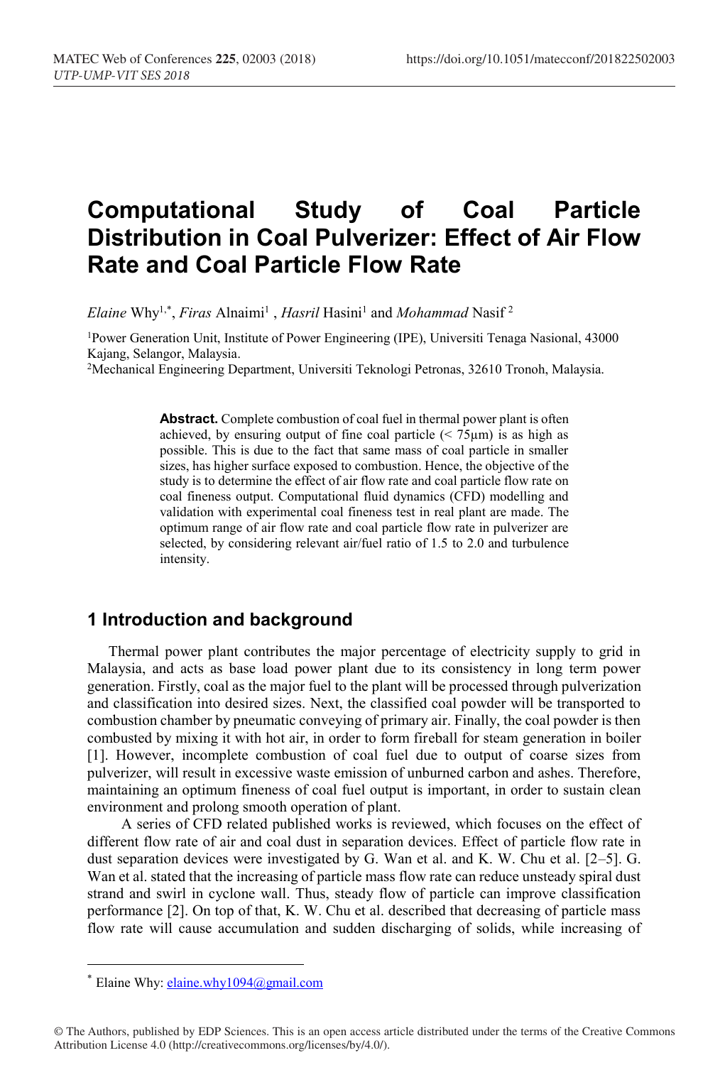# Computational Study of Coal Particle Distribution in Coal Pulverizer: Effect of Air Flow Rate and Coal Particle Flow Rate

*Elaine* Why[1,*], *Firas* Alnaimi[1], *Hasril* Hasini[1] and *Mohammad* Nasif[2]

[1]Power Generation Unit, Institute of Power Engineering (IPE), Universiti Tenaga Nasional, 43000 Kajang, Selangor, Malaysia.

[2]Mechanical Engineering Department, Universiti Teknologi Petronas, 32610 Tronoh, Malaysia.

**Abstract.** Complete combustion of coal fuel in thermal power plant is often achieved, by ensuring output of fine coal particle (< 75μm) is as high as possible. This is due to the fact that same mass of coal particle in smaller sizes, has higher surface exposed to combustion. Hence, the objective of the study is to determine the effect of air flow rate and coal particle flow rate on coal fineness output. Computational fluid dynamics (CFD) modelling and validation with experimental coal fineness test in real plant are made. The optimum range of air flow rate and coal particle flow rate in pulverizer are selected, by considering relevant air/fuel ratio of 1.5 to 2.0 and turbulence intensity.

## 1 Introduction and background

Thermal power plant contributes the major percentage of electricity supply to grid in Malaysia, and acts as base load power plant due to its consistency in long term power generation. Firstly, coal as the major fuel to the plant will be processed through pulverization and classification into desired sizes. Next, the classified coal powder will be transported to combustion chamber by pneumatic conveying of primary air. Finally, the coal powder is then combusted by mixing it with hot air, in order to form fireball for steam generation in boiler [1]. However, incomplete combustion of coal fuel due to output of coarse sizes from pulverizer, will result in excessive waste emission of unburned carbon and ashes. Therefore, maintaining an optimum fineness of coal fuel output is important, in order to sustain clean environment and prolong smooth operation of plant.

A series of CFD related published works is reviewed, which focuses on the effect of different flow rate of air and coal dust in separation devices. Effect of particle flow rate in dust separation devices were investigated by G. Wan et al. and K. W. Chu et al. [2–5]. G. Wan et al. stated that the increasing of particle mass flow rate can reduce unsteady spiral dust strand and swirl in cyclone wall. Thus, steady flow of particle can improve classification performance [2]. On top of that, K. W. Chu et al. described that decreasing of particle mass flow rate will cause accumulation and sudden discharging of solids, while increasing of

* Elaine Why: elaine.why1094@gmail.com

© The Authors, published by EDP Sciences. This is an open access article distributed under the terms of the Creative Commons Attribution License 4.0 (http://creativecommons.org/licenses/by/4.0/).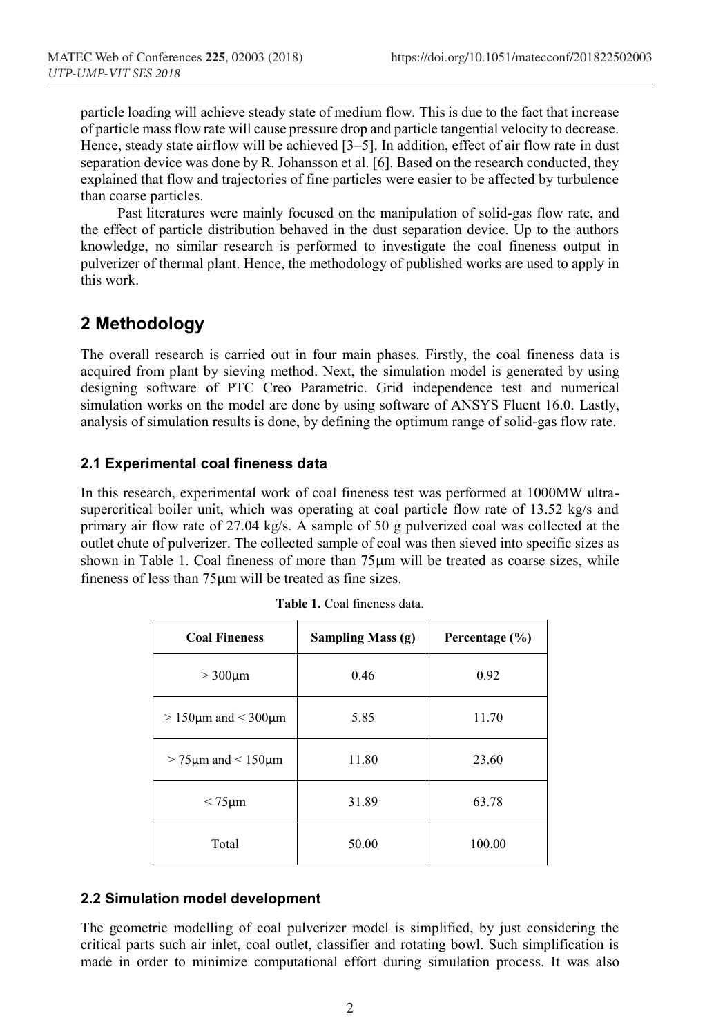particle loading will achieve steady state of medium flow. This is due to the fact that increase of particle mass flow rate will cause pressure drop and particle tangential velocity to decrease. Hence, steady state airflow will be achieved [3–5]. In addition, effect of air flow rate in dust separation device was done by R. Johansson et al. [6]. Based on the research conducted, they explained that flow and trajectories of fine particles were easier to be affected by turbulence than coarse particles.

Past literatures were mainly focused on the manipulation of solid-gas flow rate, and the effect of particle distribution behaved in the dust separation device. Up to the authors knowledge, no similar research is performed to investigate the coal fineness output in pulverizer of thermal plant. Hence, the methodology of published works are used to apply in this work.

# 2 Methodology

The overall research is carried out in four main phases. Firstly, the coal fineness data is acquired from plant by sieving method. Next, the simulation model is generated by using designing software of PTC Creo Parametric. Grid independence test and numerical simulation works on the model are done by using software of ANSYS Fluent 16.0. Lastly, analysis of simulation results is done, by defining the optimum range of solid-gas flow rate.

## 2.1 Experimental coal fineness data

In this research, experimental work of coal fineness test was performed at 1000MW ultra-supercritical boiler unit, which was operating at coal particle flow rate of 13.52 kg/s and primary air flow rate of 27.04 kg/s. A sample of 50 g pulverized coal was collected at the outlet chute of pulverizer. The collected sample of coal was then sieved into specific sizes as shown in Table 1. Coal fineness of more than 75μm will be treated as coarse sizes, while fineness of less than 75μm will be treated as fine sizes.

**Table 1.** Coal fineness data.

| Coal Fineness | Sampling Mass (g) | Percentage (%) |
|---|---|---|
| > 300μm | 0.46 | 0.92 |
| > 150μm and < 300μm | 5.85 | 11.70 |
| > 75μm and < 150μm | 11.80 | 23.60 |
| < 75μm | 31.89 | 63.78 |
| Total | 50.00 | 100.00 |

## 2.2 Simulation model development

The geometric modelling of coal pulverizer model is simplified, by just considering the critical parts such air inlet, coal outlet, classifier and rotating bowl. Such simplification is made in order to minimize computational effort during simulation process. It was also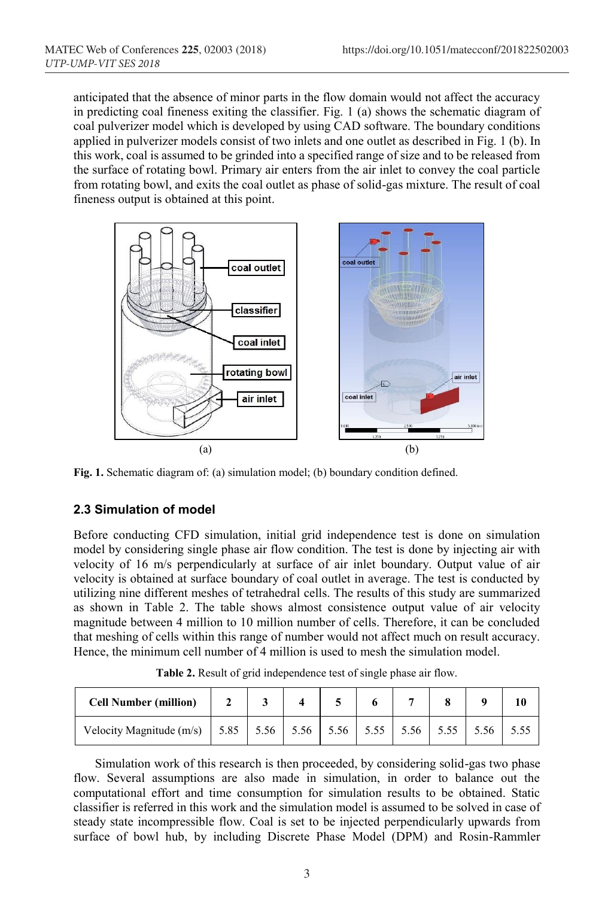anticipated that the absence of minor parts in the flow domain would not affect the accuracy in predicting coal fineness exiting the classifier. Fig. 1 (a) shows the schematic diagram of coal pulverizer model which is developed by using CAD software. The boundary conditions applied in pulverizer models consist of two inlets and one outlet as described in Fig. 1 (b). In this work, coal is assumed to be grinded into a specified range of size and to be released from the surface of rotating bowl. Primary air enters from the air inlet to convey the coal particle from rotating bowl, and exits the coal outlet as phase of solid-gas mixture. The result of coal fineness output is obtained at this point.

**Fig. 1.** Schematic diagram of: (a) simulation model; (b) boundary condition defined.

### 2.3 Simulation of model

Before conducting CFD simulation, initial grid independence test is done on simulation model by considering single phase air flow condition. The test is done by injecting air with velocity of 16 m/s perpendicularly at surface of air inlet boundary. Output value of air velocity is obtained at surface boundary of coal outlet in average. The test is conducted by utilizing nine different meshes of tetrahedral cells. The results of this study are summarized as shown in Table 2. The table shows almost consistence output value of air velocity magnitude between 4 million to 10 million number of cells. Therefore, it can be concluded that meshing of cells within this range of number would not affect much on result accuracy. Hence, the minimum cell number of 4 million is used to mesh the simulation model.

**Table 2.** Result of grid independence test of single phase air flow.

| Cell Number (million) | 2 | 3 | 4 | 5 | 6 | 7 | 8 | 9 | 10 |
|---|---|---|---|---|---|---|---|---|---|
| Velocity Magnitude (m/s) | 5.85 | 5.56 | 5.56 | 5.56 | 5.55 | 5.56 | 5.55 | 5.56 | 5.55 |

Simulation work of this research is then proceeded, by considering solid-gas two phase flow. Several assumptions are also made in simulation, in order to balance out the computational effort and time consumption for simulation results to be obtained. Static classifier is referred in this work and the simulation model is assumed to be solved in case of steady state incompressible flow. Coal is set to be injected perpendicularly upwards from surface of bowl hub, by including Discrete Phase Model (DPM) and Rosin-Rammler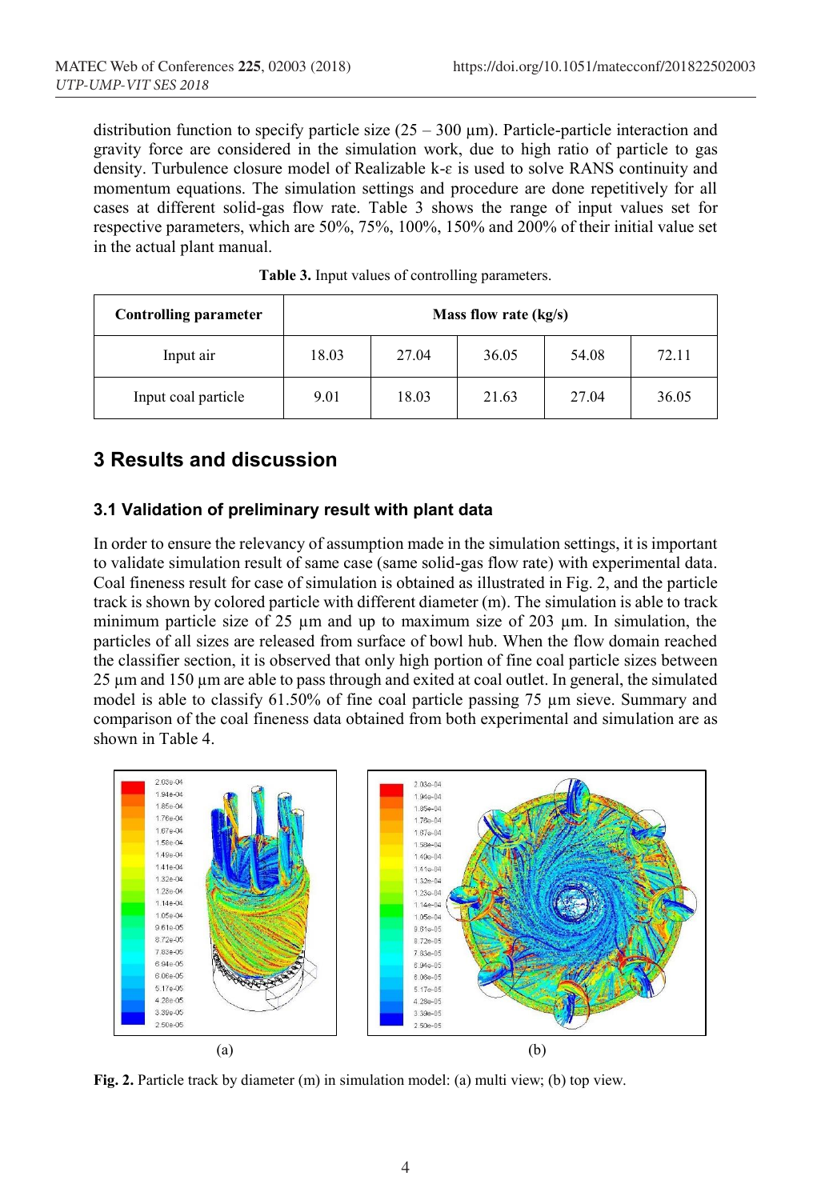distribution function to specify particle size (25 – 300 µm). Particle-particle interaction and gravity force are considered in the simulation work, due to high ratio of particle to gas density. Turbulence closure model of Realizable k-ε is used to solve RANS continuity and momentum equations. The simulation settings and procedure are done repetitively for all cases at different solid-gas flow rate. Table 3 shows the range of input values set for respective parameters, which are 50%, 75%, 100%, 150% and 200% of their initial value set in the actual plant manual.

**Table 3.** Input values of controlling parameters.

| Controlling parameter | Mass flow rate (kg/s) | | | | |
|---|---|---|---|---|---|
| Input air | 18.03 | 27.04 | 36.05 | 54.08 | 72.11 |
| Input coal particle | 9.01 | 18.03 | 21.63 | 27.04 | 36.05 |

## 3 Results and discussion

### 3.1 Validation of preliminary result with plant data

In order to ensure the relevancy of assumption made in the simulation settings, it is important to validate simulation result of same case (same solid-gas flow rate) with experimental data. Coal fineness result for case of simulation is obtained as illustrated in Fig. 2, and the particle track is shown by colored particle with different diameter (m). The simulation is able to track minimum particle size of 25 µm and up to maximum size of 203 µm. In simulation, the particles of all sizes are released from surface of bowl hub. When the flow domain reached the classifier section, it is observed that only high portion of fine coal particle sizes between 25 µm and 150 µm are able to pass through and exited at coal outlet. In general, the simulated model is able to classify 61.50% of fine coal particle passing 75 µm sieve. Summary and comparison of the coal fineness data obtained from both experimental and simulation are as shown in Table 4.

**Fig. 2.** Particle track by diameter (m) in simulation model: (a) multi view; (b) top view.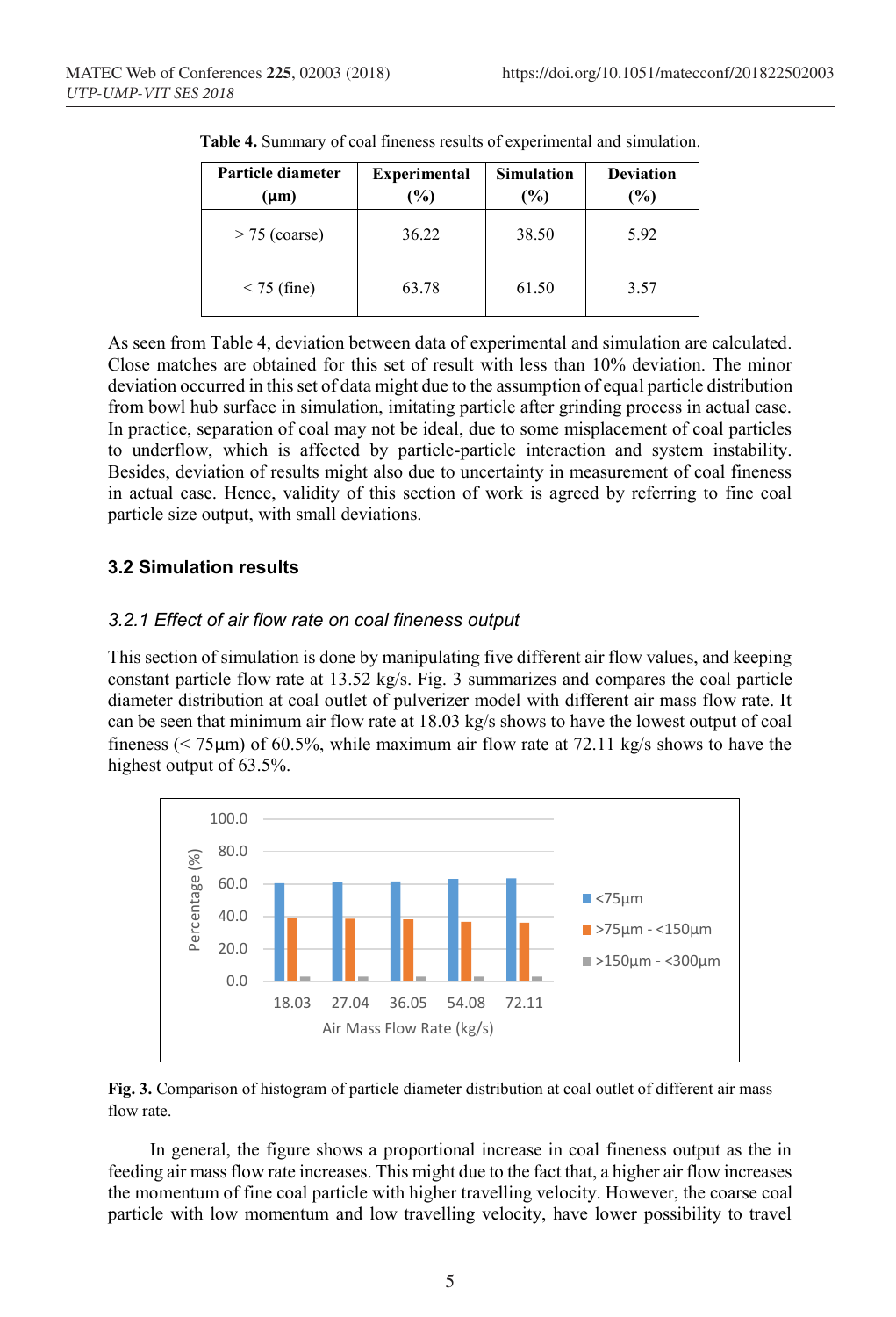**Table 4.** Summary of coal fineness results of experimental and simulation.

| Particle diameter (μm) | Experimental (%) | Simulation (%) | Deviation (%) |
|---|---|---|---|
| > 75 (coarse) | 36.22 | 38.50 | 5.92 |
| < 75 (fine) | 63.78 | 61.50 | 3.57 |

As seen from Table 4, deviation between data of experimental and simulation are calculated. Close matches are obtained for this set of result with less than 10% deviation. The minor deviation occurred in this set of data might due to the assumption of equal particle distribution from bowl hub surface in simulation, imitating particle after grinding process in actual case. In practice, separation of coal may not be ideal, due to some misplacement of coal particles to underflow, which is affected by particle-particle interaction and system instability. Besides, deviation of results might also due to uncertainty in measurement of coal fineness in actual case. Hence, validity of this section of work is agreed by referring to fine coal particle size output, with small deviations.

## 3.2 Simulation results

### *3.2.1 Effect of air flow rate on coal fineness output*

This section of simulation is done by manipulating five different air flow values, and keeping constant particle flow rate at 13.52 kg/s. Fig. 3 summarizes and compares the coal particle diameter distribution at coal outlet of pulverizer model with different air mass flow rate. It can be seen that minimum air flow rate at 18.03 kg/s shows to have the lowest output of coal fineness (< 75μm) of 60.5%, while maximum air flow rate at 72.11 kg/s shows to have the highest output of 63.5%.

**Fig. 3.** Comparison of histogram of particle diameter distribution at coal outlet of different air mass flow rate.

In general, the figure shows a proportional increase in coal fineness output as the in feeding air mass flow rate increases. This might due to the fact that, a higher air flow increases the momentum of fine coal particle with higher travelling velocity. However, the coarse coal particle with low momentum and low travelling velocity, have lower possibility to travel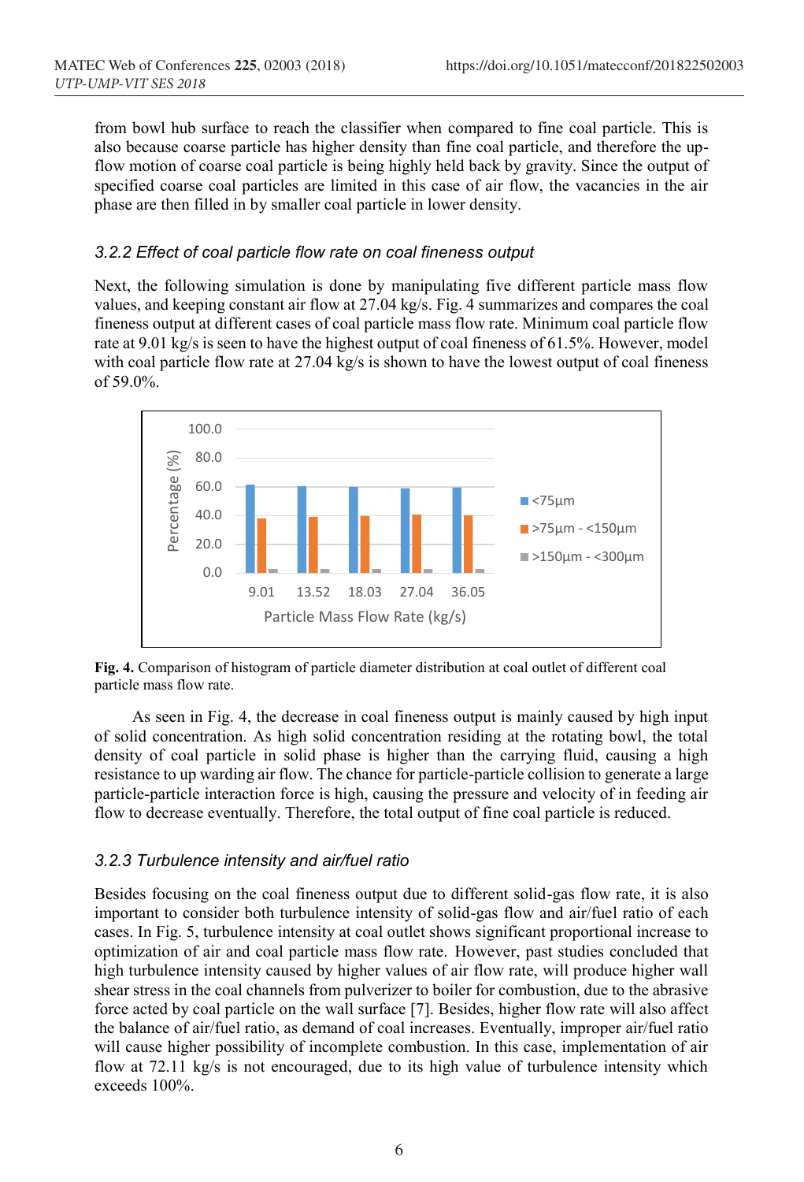from bowl hub surface to reach the classifier when compared to fine coal particle. This is also because coarse particle has higher density than fine coal particle, and therefore the up-flow motion of coarse coal particle is being highly held back by gravity. Since the output of specified coarse coal particles are limited in this case of air flow, the vacancies in the air phase are then filled in by smaller coal particle in lower density.

### *3.2.2 Effect of coal particle flow rate on coal fineness output*

Next, the following simulation is done by manipulating five different particle mass flow values, and keeping constant air flow at 27.04 kg/s. Fig. 4 summarizes and compares the coal fineness output at different cases of coal particle mass flow rate. Minimum coal particle flow rate at 9.01 kg/s is seen to have the highest output of coal fineness of 61.5%. However, model with coal particle flow rate at 27.04 kg/s is shown to have the lowest output of coal fineness of 59.0%.

**Fig. 4.** Comparison of histogram of particle diameter distribution at coal outlet of different coal particle mass flow rate.

As seen in Fig. 4, the decrease in coal fineness output is mainly caused by high input of solid concentration. As high solid concentration residing at the rotating bowl, the total density of coal particle in solid phase is higher than the carrying fluid, causing a high resistance to up warding air flow. The chance for particle-particle collision to generate a large particle-particle interaction force is high, causing the pressure and velocity of in feeding air flow to decrease eventually. Therefore, the total output of fine coal particle is reduced.

### *3.2.3 Turbulence intensity and air/fuel ratio*

Besides focusing on the coal fineness output due to different solid-gas flow rate, it is also important to consider both turbulence intensity of solid-gas flow and air/fuel ratio of each cases. In Fig. 5, turbulence intensity at coal outlet shows significant proportional increase to optimization of air and coal particle mass flow rate. However, past studies concluded that high turbulence intensity caused by higher values of air flow rate, will produce higher wall shear stress in the coal channels from pulverizer to boiler for combustion, due to the abrasive force acted by coal particle on the wall surface [7]. Besides, higher flow rate will also affect the balance of air/fuel ratio, as demand of coal increases. Eventually, improper air/fuel ratio will cause higher possibility of incomplete combustion. In this case, implementation of air flow at 72.11 kg/s is not encouraged, due to its high value of turbulence intensity which exceeds 100%.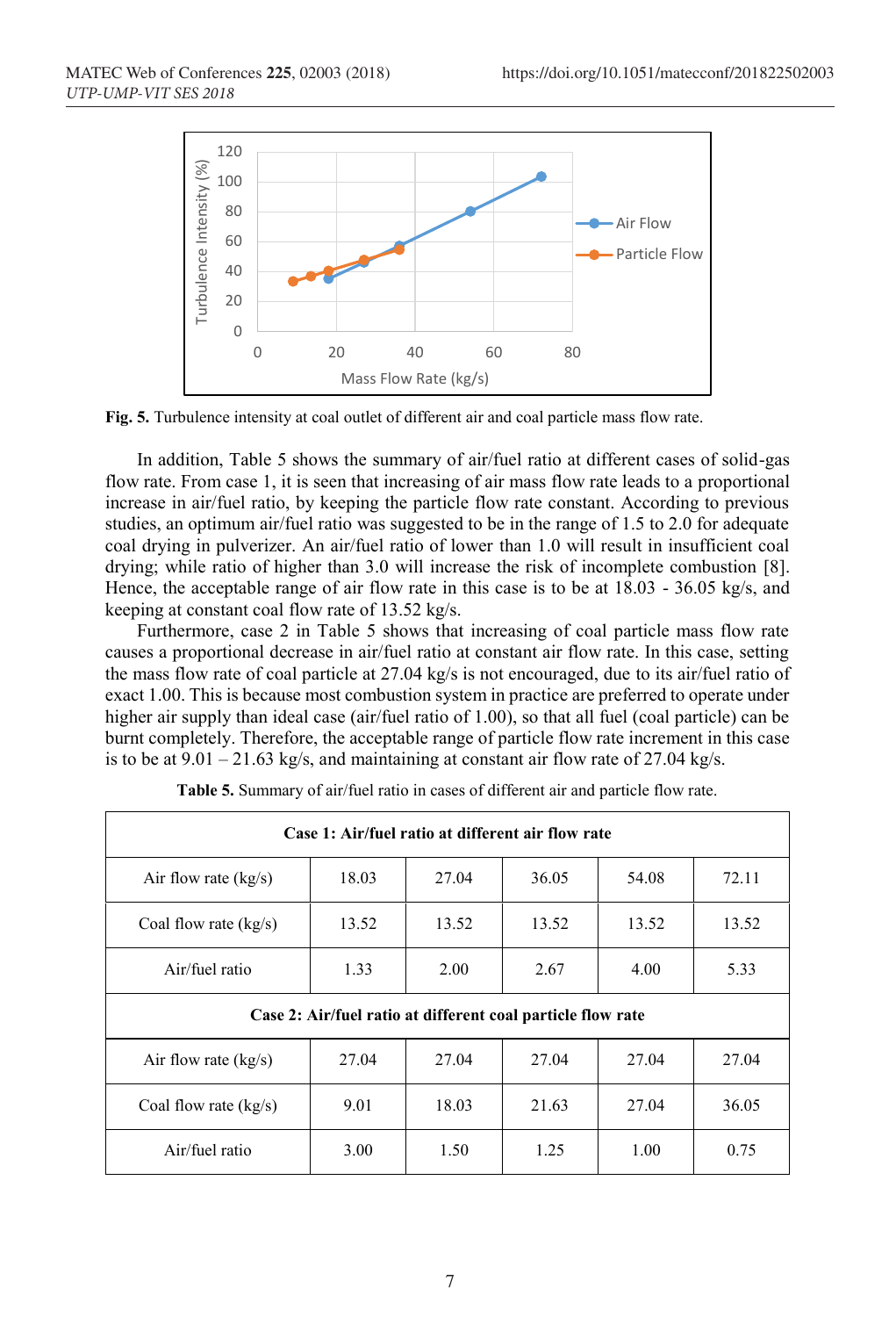**Fig. 5.** Turbulence intensity at coal outlet of different air and coal particle mass flow rate.

In addition, Table 5 shows the summary of air/fuel ratio at different cases of solid-gas flow rate. From case 1, it is seen that increasing of air mass flow rate leads to a proportional increase in air/fuel ratio, by keeping the particle flow rate constant. According to previous studies, an optimum air/fuel ratio was suggested to be in the range of 1.5 to 2.0 for adequate coal drying in pulverizer. An air/fuel ratio of lower than 1.0 will result in insufficient coal drying; while ratio of higher than 3.0 will increase the risk of incomplete combustion [8]. Hence, the acceptable range of air flow rate in this case is to be at 18.03 - 36.05 kg/s, and keeping at constant coal flow rate of 13.52 kg/s.

Furthermore, case 2 in Table 5 shows that increasing of coal particle mass flow rate causes a proportional decrease in air/fuel ratio at constant air flow rate. In this case, setting the mass flow rate of coal particle at 27.04 kg/s is not encouraged, due to its air/fuel ratio of exact 1.00. This is because most combustion system in practice are preferred to operate under higher air supply than ideal case (air/fuel ratio of 1.00), so that all fuel (coal particle) can be burnt completely. Therefore, the acceptable range of particle flow rate increment in this case is to be at 9.01 – 21.63 kg/s, and maintaining at constant air flow rate of 27.04 kg/s.

**Table 5.** Summary of air/fuel ratio in cases of different air and particle flow rate.

| **Case 1: Air/fuel ratio at different air flow rate** | | | | | |
|---|---|---|---|---|---|
| Air flow rate (kg/s) | 18.03 | 27.04 | 36.05 | 54.08 | 72.11 |
| Coal flow rate (kg/s) | 13.52 | 13.52 | 13.52 | 13.52 | 13.52 |
| Air/fuel ratio | 1.33 | 2.00 | 2.67 | 4.00 | 5.33 |
| **Case 2: Air/fuel ratio at different coal particle flow rate** | | | | | |
| Air flow rate (kg/s) | 27.04 | 27.04 | 27.04 | 27.04 | 27.04 |
| Coal flow rate (kg/s) | 9.01 | 18.03 | 21.63 | 27.04 | 36.05 |
| Air/fuel ratio | 3.00 | 1.50 | 1.25 | 1.00 | 0.75 |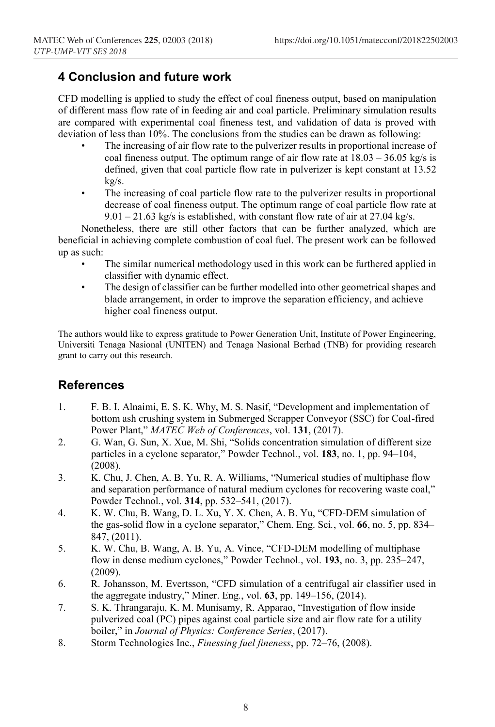## 4 Conclusion and future work

CFD modelling is applied to study the effect of coal fineness output, based on manipulation of different mass flow rate of in feeding air and coal particle. Preliminary simulation results are compared with experimental coal fineness test, and validation of data is proved with deviation of less than 10%. The conclusions from the studies can be drawn as following:

- The increasing of air flow rate to the pulverizer results in proportional increase of coal fineness output. The optimum range of air flow rate at 18.03 – 36.05 kg/s is defined, given that coal particle flow rate in pulverizer is kept constant at 13.52 kg/s.
- The increasing of coal particle flow rate to the pulverizer results in proportional decrease of coal fineness output. The optimum range of coal particle flow rate at 9.01 – 21.63 kg/s is established, with constant flow rate of air at 27.04 kg/s.

Nonetheless, there are still other factors that can be further analyzed, which are beneficial in achieving complete combustion of coal fuel. The present work can be followed up as such:

- The similar numerical methodology used in this work can be furthered applied in classifier with dynamic effect.
- The design of classifier can be further modelled into other geometrical shapes and blade arrangement, in order to improve the separation efficiency, and achieve higher coal fineness output.

The authors would like to express gratitude to Power Generation Unit, Institute of Power Engineering, Universiti Tenaga Nasional (UNITEN) and Tenaga Nasional Berhad (TNB) for providing research grant to carry out this research.

## References

1. F. B. I. Alnaimi, E. S. K. Why, M. S. Nasif, "Development and implementation of bottom ash crushing system in Submerged Scrapper Conveyor (SSC) for Coal-fired Power Plant," *MATEC Web of Conferences*, vol. **131**, (2017).
2. G. Wan, G. Sun, X. Xue, M. Shi, "Solids concentration simulation of different size particles in a cyclone separator," Powder Technol., vol. **183**, no. 1, pp. 94–104, (2008).
3. K. Chu, J. Chen, A. B. Yu, R. A. Williams, "Numerical studies of multiphase flow and separation performance of natural medium cyclones for recovering waste coal," Powder Technol., vol. **314**, pp. 532–541, (2017).
4. K. W. Chu, B. Wang, D. L. Xu, Y. X. Chen, A. B. Yu, "CFD-DEM simulation of the gas-solid flow in a cyclone separator," Chem. Eng. Sci., vol. **66**, no. 5, pp. 834–847, (2011).
5. K. W. Chu, B. Wang, A. B. Yu, A. Vince, "CFD-DEM modelling of multiphase flow in dense medium cyclones," Powder Technol., vol. **193**, no. 3, pp. 235–247, (2009).
6. R. Johansson, M. Evertsson, "CFD simulation of a centrifugal air classifier used in the aggregate industry," Miner. Eng., vol. **63**, pp. 149–156, (2014).
7. S. K. Thrangaraju, K. M. Munisamy, R. Apparao, "Investigation of flow inside pulverized coal (PC) pipes against coal particle size and air flow rate for a utility boiler," in *Journal of Physics: Conference Series*, (2017).
8. Storm Technologies Inc., *Finessing fuel fineness*, pp. 72–76, (2008).